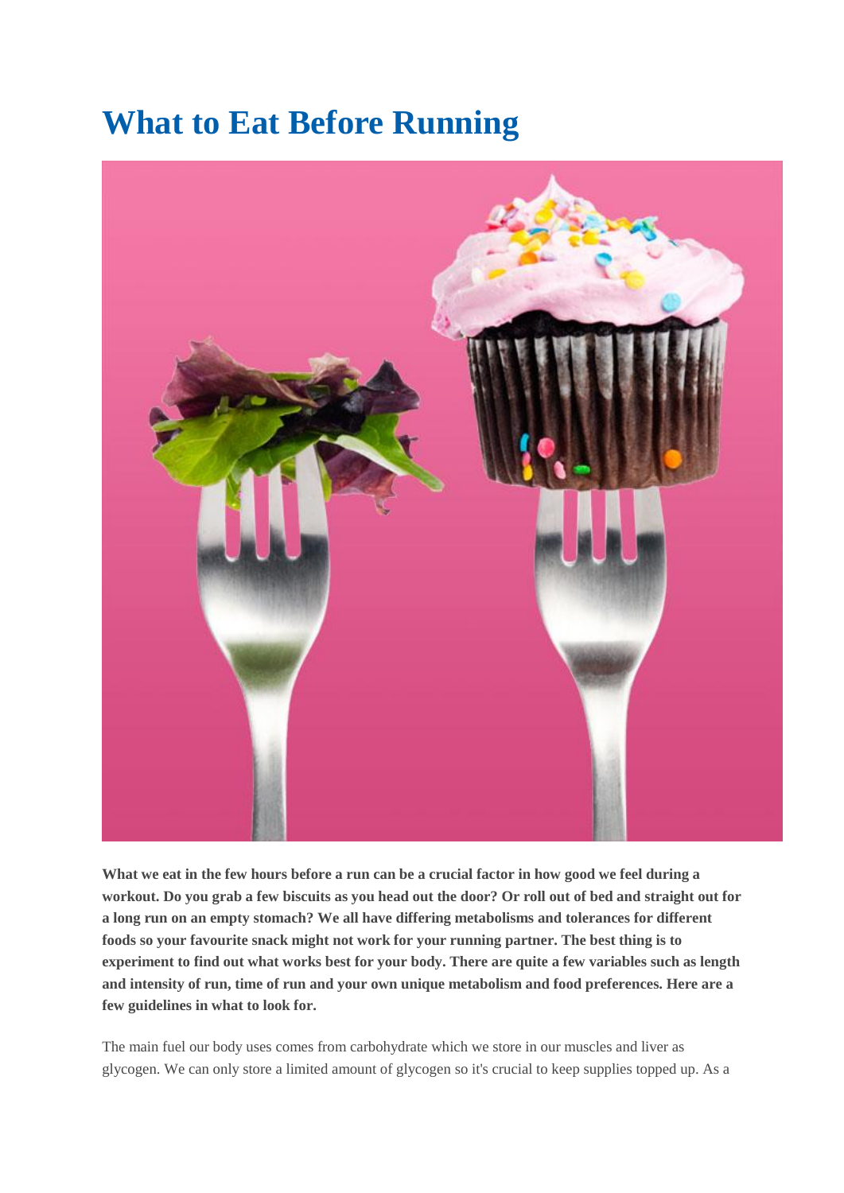# What to Eat Before Running

**What we eat in the few hours before a run can be a crucial factor in how good we feel during a workout. Do you grab a few biscuits as you head out the door? Or roll out of bed and straight out for a long run on an empty stomach? We all have differing metabolisms and tolerances for different foods so your favourite snack might not work for your running partner. The best thing is to experiment to find out what works best for your body. There are quite a few variables such as length and intensity of run, time of run and your own unique metabolism and food preferences. Here are a few guidelines in what to look for.**

The main fuel our body uses comes from carbohydrate which we store in our muscles and liver as glycogen. We can only store a limited amount of glycogen so it's crucial to keep supplies topped up. As a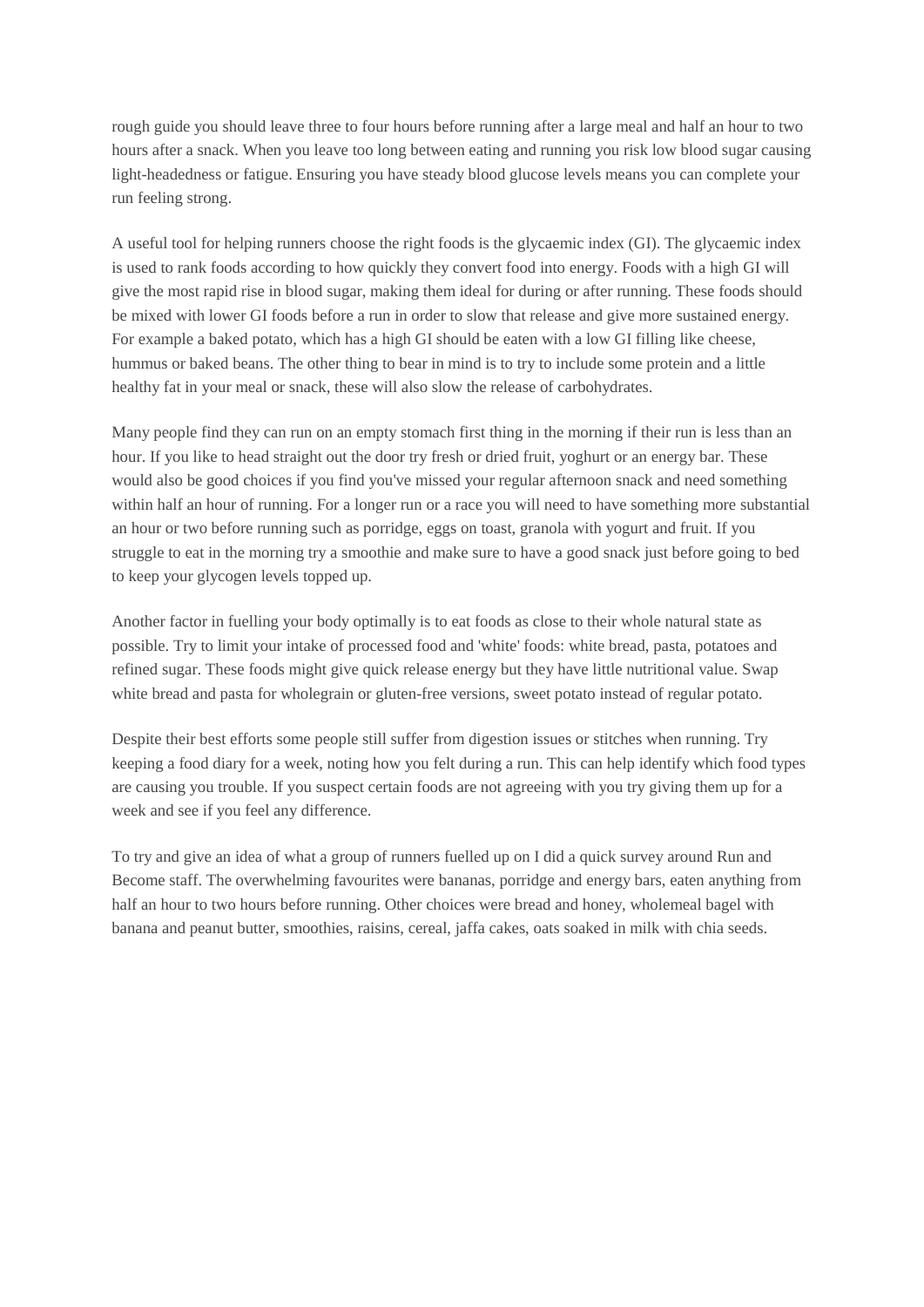rough guide you should leave three to four hours before running after a large meal and half an hour to two hours after a snack. When you leave too long between eating and running you risk low blood sugar causing light-headedness or fatigue. Ensuring you have steady blood glucose levels means you can complete your run feeling strong.

A useful tool for helping runners choose the right foods is the glycaemic index (GI). The glycaemic index is used to rank foods according to how quickly they convert food into energy. Foods with a high GI will give the most rapid rise in blood sugar, making them ideal for during or after running. These foods should be mixed with lower GI foods before a run in order to slow that release and give more sustained energy. For example a baked potato, which has a high GI should be eaten with a low GI filling like cheese, hummus or baked beans. The other thing to bear in mind is to try to include some protein and a little healthy fat in your meal or snack, these will also slow the release of carbohydrates.

Many people find they can run on an empty stomach first thing in the morning if their run is less than an hour. If you like to head straight out the door try fresh or dried fruit, yoghurt or an energy bar. These would also be good choices if you find you've missed your regular afternoon snack and need something within half an hour of running. For a longer run or a race you will need to have something more substantial an hour or two before running such as porridge, eggs on toast, granola with yogurt and fruit. If you struggle to eat in the morning try a smoothie and make sure to have a good snack just before going to bed to keep your glycogen levels topped up.

Another factor in fuelling your body optimally is to eat foods as close to their whole natural state as possible. Try to limit your intake of processed food and 'white' foods: white bread, pasta, potatoes and refined sugar. These foods might give quick release energy but they have little nutritional value. Swap white bread and pasta for wholegrain or gluten-free versions, sweet potato instead of regular potato.

Despite their best efforts some people still suffer from digestion issues or stitches when running. Try keeping a food diary for a week, noting how you felt during a run. This can help identify which food types are causing you trouble. If you suspect certain foods are not agreeing with you try giving them up for a week and see if you feel any difference.

To try and give an idea of what a group of runners fuelled up on I did a quick survey around Run and Become staff. The overwhelming favourites were bananas, porridge and energy bars, eaten anything from half an hour to two hours before running. Other choices were bread and honey, wholemeal bagel with banana and peanut butter, smoothies, raisins, cereal, jaffa cakes, oats soaked in milk with chia seeds.